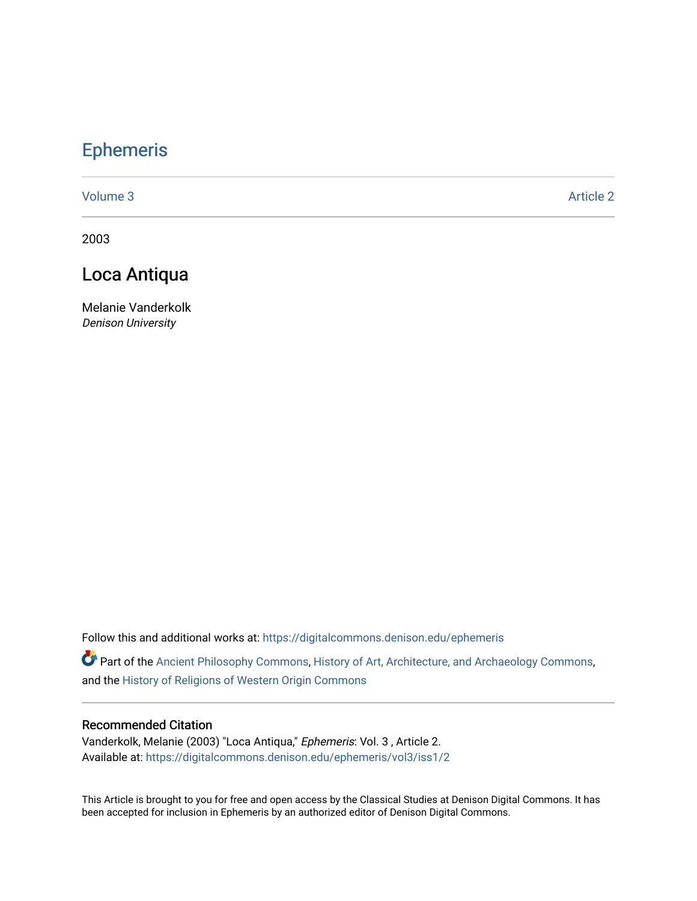# Ephemeris

Volume 3 Article 2

2003

## Loca Antiqua

Melanie Vanderkolk
*Denison University*

Follow this and additional works at: https://digitalcommons.denison.edu/ephemeris

Part of the Ancient Philosophy Commons, History of Art, Architecture, and Archaeology Commons, and the History of Religions of Western Origin Commons

### Recommended Citation

Vanderkolk, Melanie (2003) "Loca Antiqua," *Ephemeris*: Vol. 3 , Article 2.
Available at: https://digitalcommons.denison.edu/ephemeris/vol3/iss1/2

This Article is brought to you for free and open access by the Classical Studies at Denison Digital Commons. It has been accepted for inclusion in Ephemeris by an authorized editor of Denison Digital Commons.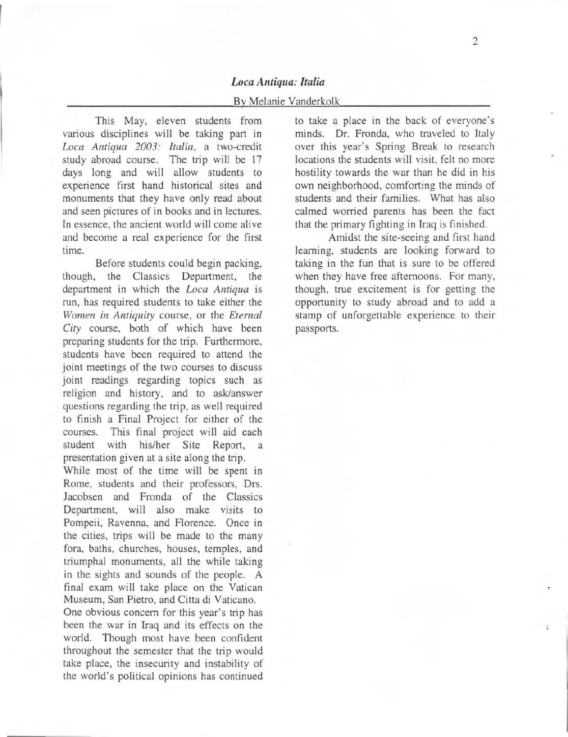## *Loca Antiqua: Italia*

By Melanie Vanderkolk

This May, eleven students from various disciplines will be taking part in *Loca Antiqua 2003: Italia*, a two-credit study abroad course. The trip will be 17 days long and will allow students to experience first hand historical sites and monuments that they have only read about and seen pictures of in books and in lectures. In essence, the ancient world will come alive and become a real experience for the first time.

Before students could begin packing, though, the Classics Department, the department in which the *Loca Antiqua* is run, has required students to take either the *Women in Antiquity* course, or the *Eternal City* course, both of which have been preparing students for the trip. Furthermore, students have been required to attend the joint meetings of the two courses to discuss joint readings regarding topics such as religion and history, and to ask/answer questions regarding the trip, as well required to finish a Final Project for either of the courses. This final project will aid each student with his/her Site Report, a presentation given at a site along the trip.

While most of the time will be spent in Rome, students and their professors, Drs. Jacobsen and Fronda of the Classics Department, will also make visits to Pompeii, Ravenna, and Florence. Once in the cities, trips will be made to the many fora, baths, churches, houses, temples, and triumphal monuments, all the while taking in the sights and sounds of the people. A final exam will take place on the Vatican Museum, San Pietro, and Citta di Vaticano.

One obvious concern for this year's trip has been the war in Iraq and its effects on the world. Though most have been confident throughout the semester that the trip would take place, the insecurity and instability of the world's political opinions has continued to take a place in the back of everyone's minds. Dr. Fronda, who traveled to Italy over this year's Spring Break to research locations the students will visit, felt no more hostility towards the war than he did in his own neighborhood, comforting the minds of students and their families. What has also calmed worried parents has been the fact that the primary fighting in Iraq is finished.

Amidst the site-seeing and first hand learning, students are looking forward to taking in the fun that is sure to be offered when they have free afternoons. For many, though, true excitement is for getting the opportunity to study abroad and to add a stamp of unforgettable experience to their passports.